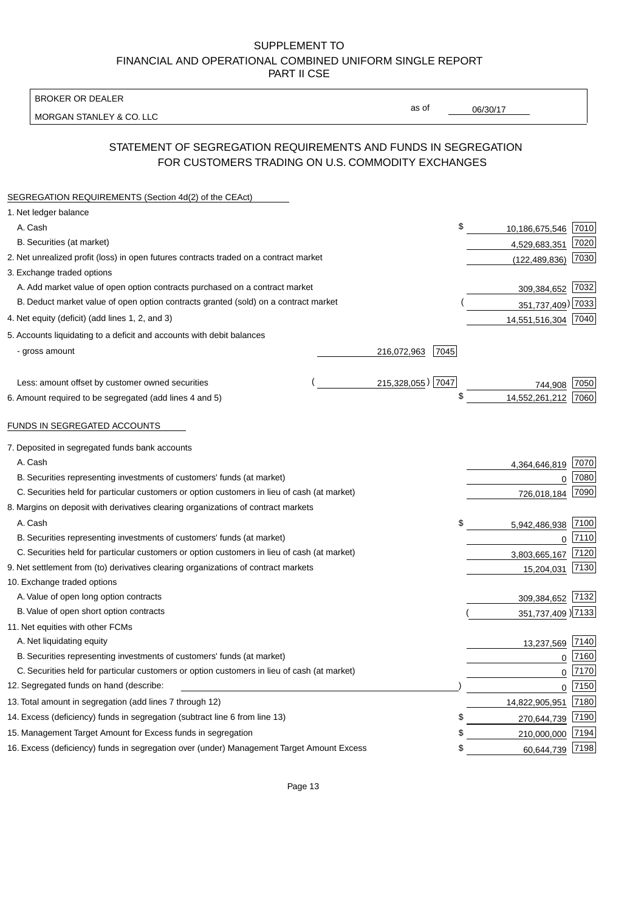SUPPLEMENT TO
FINANCIAL AND OPERATIONAL COMBINED UNIFORM SINGLE REPORT
PART II CSE

BROKER OR DEALER

MORGAN STANLEY & CO. LLC

as of 06/30/17

## STATEMENT OF SEGREGATION REQUIREMENTS AND FUNDS IN SEGREGATION FOR CUSTOMERS TRADING ON U.S. COMMODITY EXCHANGES

SEGREGATION REQUIREMENTS (Section 4d(2) of the CEAct)

| | | | | |
|---|---|---|---|---|
| 1. Net ledger balance | | | | |
| A. Cash | | | $ 10,186,675,546 | 7010 |
| B. Securities (at market) | | | 4,529,683,351 | 7020 |
| 2. Net unrealized profit (loss) in open futures contracts traded on a contract market | | | (122,489,836) | 7030 |
| 3. Exchange traded options | | | | |
| A. Add market value of open option contracts purchased on a contract market | | | 309,384,652 | 7032 |
| B. Deduct market value of open option contracts granted (sold) on a contract market | | | (351,737,409) | 7033 |
| 4. Net equity (deficit) (add lines 1, 2, and 3) | | | 14,551,516,304 | 7040 |
| 5. Accounts liquidating to a deficit and accounts with debit balances | | | | |
| - gross amount | 216,072,963 | 7045 | | |
| Less: amount offset by customer owned securities | (215,328,055) | 7047 | 744,908 | 7050 |
| 6. Amount required to be segregated (add lines 4 and 5) | | | $ 14,552,261,212 | 7060 |

FUNDS IN SEGREGATED ACCOUNTS

| | | |
|---|---|---|
| 7. Deposited in segregated funds bank accounts | | |
| A. Cash | 4,364,646,819 | 7070 |
| B. Securities representing investments of customers' funds (at market) | 0 | 7080 |
| C. Securities held for particular customers or option customers in lieu of cash (at market) | 726,018,184 | 7090 |
| 8. Margins on deposit with derivatives clearing organizations of contract markets | | |
| A. Cash | $ 5,942,486,938 | 7100 |
| B. Securities representing investments of customers' funds (at market) | 0 | 7110 |
| C. Securities held for particular customers or option customers in lieu of cash (at market) | 3,803,665,167 | 7120 |
| 9. Net settlement from (to) derivatives clearing organizations of contract markets | 15,204,031 | 7130 |
| 10. Exchange traded options | | |
| A. Value of open long option contracts | 309,384,652 | 7132 |
| B. Value of open short option contracts | (351,737,409) | 7133 |
| 11. Net equities with other FCMs | | |
| A. Net liquidating equity | 13,237,569 | 7140 |
| B. Securities representing investments of customers' funds (at market) | 0 | 7160 |
| C. Securities held for particular customers or option customers in lieu of cash (at market) | 0 | 7170 |
| 12. Segregated funds on hand (describe: ) | 0 | 7150 |
| 13. Total amount in segregation (add lines 7 through 12) | 14,822,905,951 | 7180 |
| 14. Excess (deficiency) funds in segregation (subtract line 6 from line 13) | $ 270,644,739 | 7190 |
| 15. Management Target Amount for Excess funds in segregation | $ 210,000,000 | 7194 |
| 16. Excess (deficiency) funds in segregation over (under) Management Target Amount Excess | $ 60,644,739 | 7198 |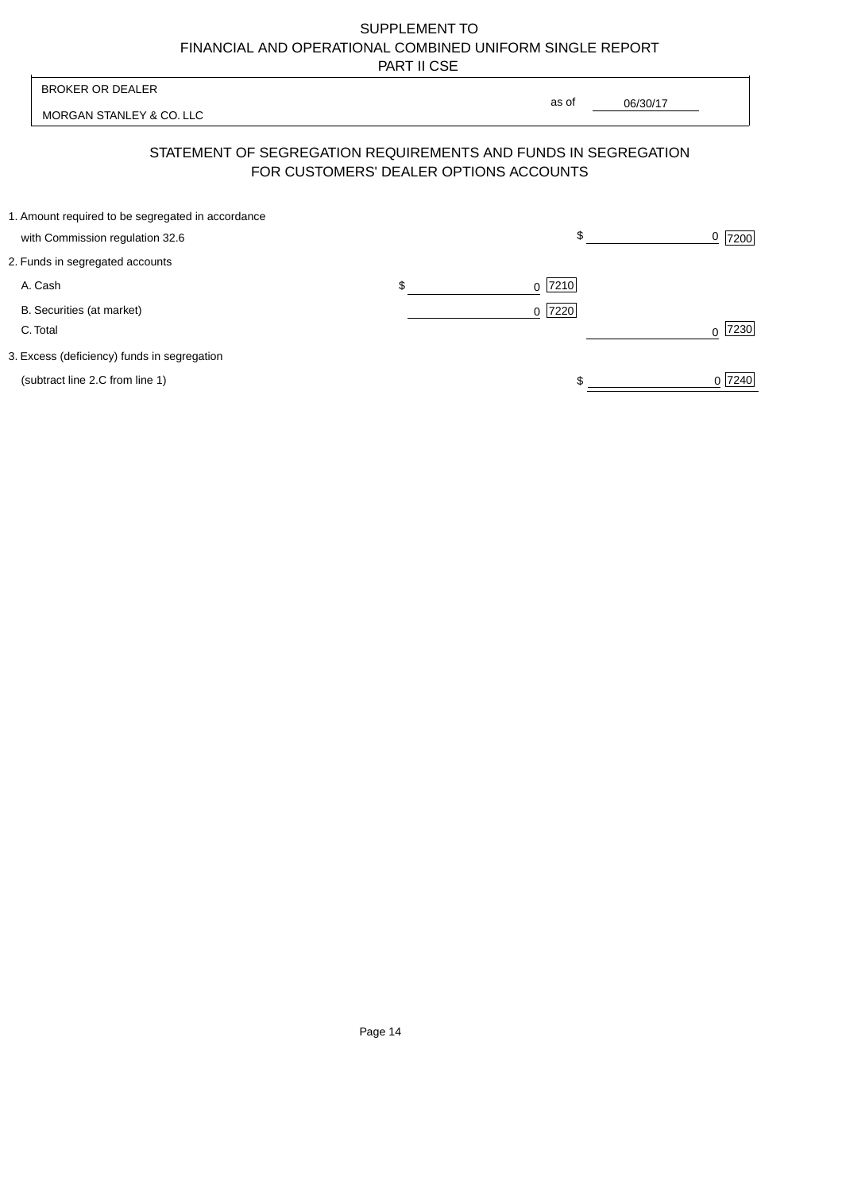SUPPLEMENT TO
FINANCIAL AND OPERATIONAL COMBINED UNIFORM SINGLE REPORT
PART II CSE

BROKER OR DEALER

MORGAN STANLEY & CO. LLC

as of 06/30/17

## STATEMENT OF SEGREGATION REQUIREMENTS AND FUNDS IN SEGREGATION FOR CUSTOMERS' DEALER OPTIONS ACCOUNTS

| | | |
|---|---|---|
| 1. Amount required to be segregated in accordance with Commission regulation 32.6 | | $ 0 [7200] |
| 2. Funds in segregated accounts | | |
| A. Cash | $ 0 [7210] | |
| B. Securities (at market) | 0 [7220] | |
| C. Total | | 0 [7230] |
| 3. Excess (deficiency) funds in segregation (subtract line 2.C from line 1) | | $ 0 [7240] |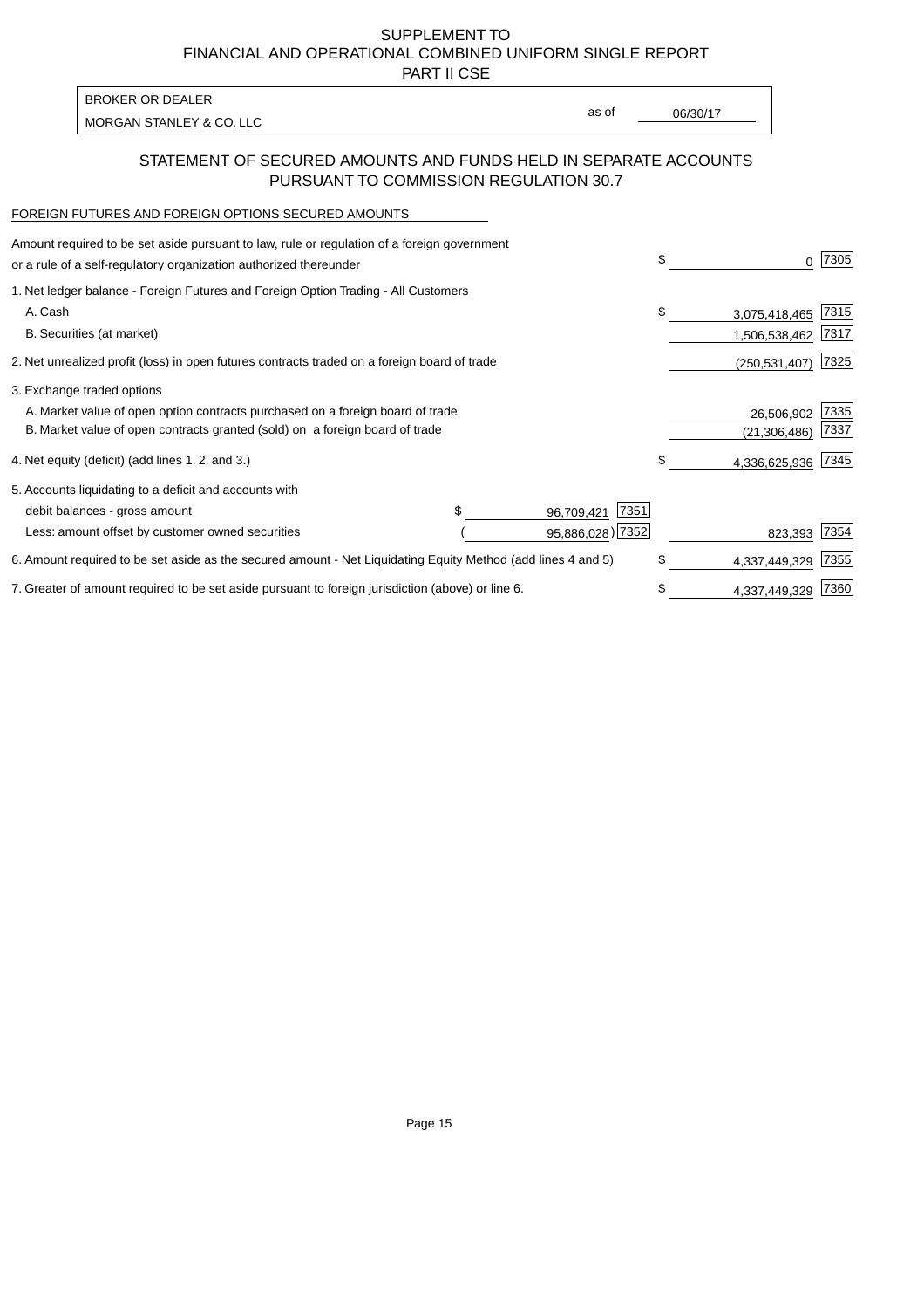SUPPLEMENT TO
FINANCIAL AND OPERATIONAL COMBINED UNIFORM SINGLE REPORT
PART II CSE

BROKER OR DEALER
MORGAN STANLEY & CO. LLC

as of 06/30/17

## STATEMENT OF SECURED AMOUNTS AND FUNDS HELD IN SEPARATE ACCOUNTS PURSUANT TO COMMISSION REGULATION 30.7

FOREIGN FUTURES AND FOREIGN OPTIONS SECURED AMOUNTS

| | | | | |
|---|---|---|---|---|
| Amount required to be set aside pursuant to law, rule or regulation of a foreign government or a rule of a self-regulatory organization authorized thereunder | | | $ 0 | 7305 |
| 1. Net ledger balance - Foreign Futures and Foreign Option Trading - All Customers | | | | |
| A. Cash | | | $ 3,075,418,465 | 7315 |
| B. Securities (at market) | | | 1,506,538,462 | 7317 |
| 2. Net unrealized profit (loss) in open futures contracts traded on a foreign board of trade | | | (250,531,407) | 7325 |
| 3. Exchange traded options | | | | |
| A. Market value of open option contracts purchased on a foreign board of trade | | | 26,506,902 | 7335 |
| B. Market value of open contracts granted (sold) on a foreign board of trade | | | (21,306,486) | 7337 |
| 4. Net equity (deficit) (add lines 1. 2. and 3.) | | | $ 4,336,625,936 | 7345 |
| 5. Accounts liquidating to a deficit and accounts with | | | | |
| debit balances - gross amount | $ 96,709,421 | 7351 | | |
| Less: amount offset by customer owned securities | (95,886,028) | 7352 | 823,393 | 7354 |
| 6. Amount required to be set aside as the secured amount - Net Liquidating Equity Method (add lines 4 and 5) | | | $ 4,337,449,329 | 7355 |
| 7. Greater of amount required to be set aside pursuant to foreign jurisdiction (above) or line 6. | | | $ 4,337,449,329 | 7360 |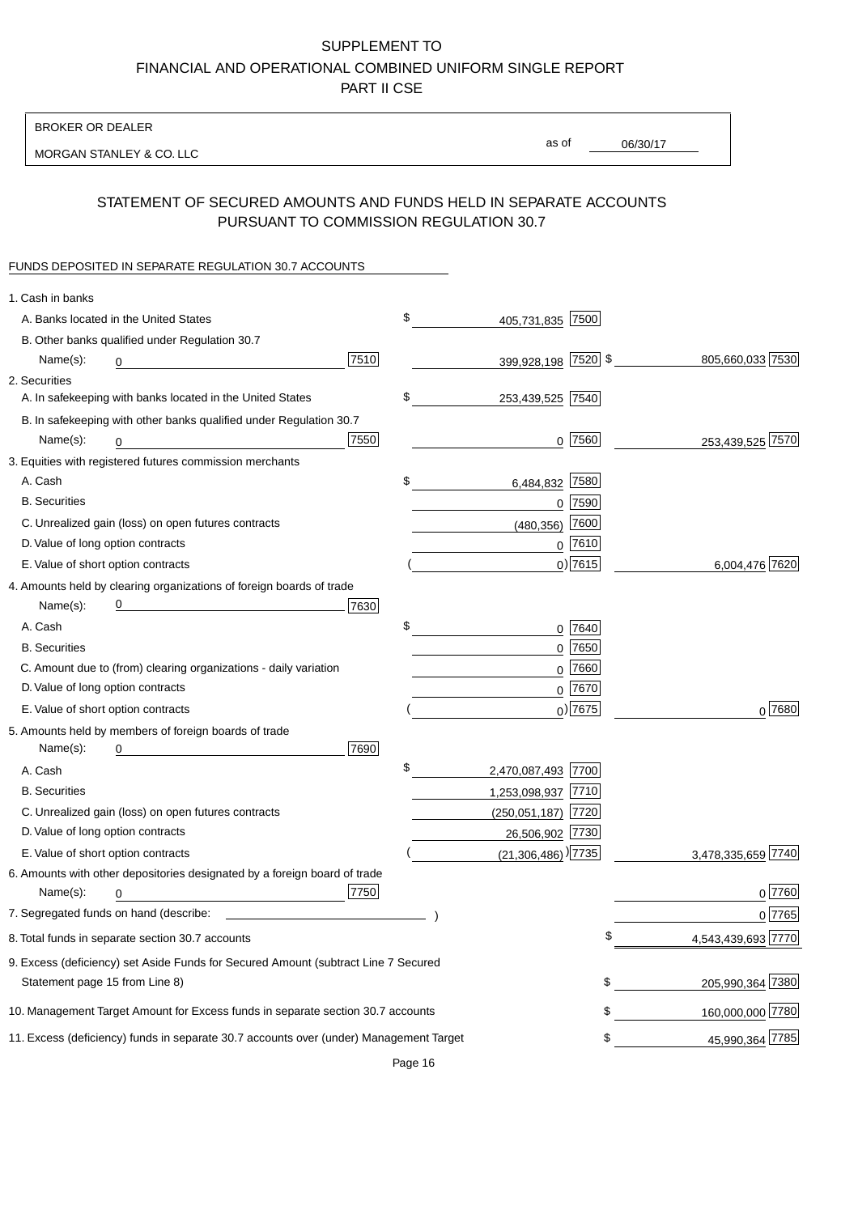SUPPLEMENT TO
FINANCIAL AND OPERATIONAL COMBINED UNIFORM SINGLE REPORT
PART II CSE

BROKER OR DEALER

MORGAN STANLEY & CO. LLC

as of 06/30/17

## STATEMENT OF SECURED AMOUNTS AND FUNDS HELD IN SEPARATE ACCOUNTS PURSUANT TO COMMISSION REGULATION 30.7

FUNDS DEPOSITED IN SEPARATE REGULATION 30.7 ACCOUNTS

| | | | | |
|---|---|---|---|---|
| 1. Cash in banks | | | | |
| A. Banks located in the United States | | $ 405,731,835 [7500] | | |
| B. Other banks qualified under Regulation 30.7 | | | | |
| Name(s): 0 | [7510] | 399,928,198 [7520] | $ 805,660,033 | [7530] |
| 2. Securities | | | | |
| A. In safekeeping with banks located in the United States | | $ 253,439,525 [7540] | | |
| B. In safekeeping with other banks qualified under Regulation 30.7 | | | | |
| Name(s): 0 | [7550] | 0 [7560] | 253,439,525 | [7570] |
| 3. Equities with registered futures commission merchants | | | | |
| A. Cash | | $ 6,484,832 [7580] | | |
| B. Securities | | 0 [7590] | | |
| C. Unrealized gain (loss) on open futures contracts | | (480,356) [7600] | | |
| D. Value of long option contracts | | 0 [7610] | | |
| E. Value of short option contracts | | ( 0) [7615] | 6,004,476 | [7620] |
| 4. Amounts held by clearing organizations of foreign boards of trade | | | | |
| Name(s): 0 | [7630] | | | |
| A. Cash | | $ 0 [7640] | | |
| B. Securities | | 0 [7650] | | |
| C. Amount due to (from) clearing organizations - daily variation | | 0 [7660] | | |
| D. Value of long option contracts | | 0 [7670] | | |
| E. Value of short option contracts | | ( 0) [7675] | 0 | [7680] |
| 5. Amounts held by members of foreign boards of trade | | | | |
| Name(s): 0 | [7690] | | | |
| A. Cash | | $ 2,470,087,493 [7700] | | |
| B. Securities | | 1,253,098,937 [7710] | | |
| C. Unrealized gain (loss) on open futures contracts | | (250,051,187) [7720] | | |
| D. Value of long option contracts | | 26,506,902 [7730] | | |
| E. Value of short option contracts | | ( (21,306,486) ) [7735] | 3,478,335,659 | [7740] |
| 6. Amounts with other depositories designated by a foreign board of trade | | | | |
| Name(s): 0 | [7750] | | 0 | [7760] |
| 7. Segregated funds on hand (describe: ) | | | 0 | [7765] |
| 8. Total funds in separate section 30.7 accounts | | | $ 4,543,439,693 | [7770] |
| 9. Excess (deficiency) set Aside Funds for Secured Amount (subtract Line 7 Secured Statement page 15 from Line 8) | | | $ 205,990,364 | [7380] |
| 10. Management Target Amount for Excess funds in separate section 30.7 accounts | | | $ 160,000,000 | [7780] |
| 11. Excess (deficiency) funds in separate 30.7 accounts over (under) Management Target | | | $ 45,990,364 | [7785] |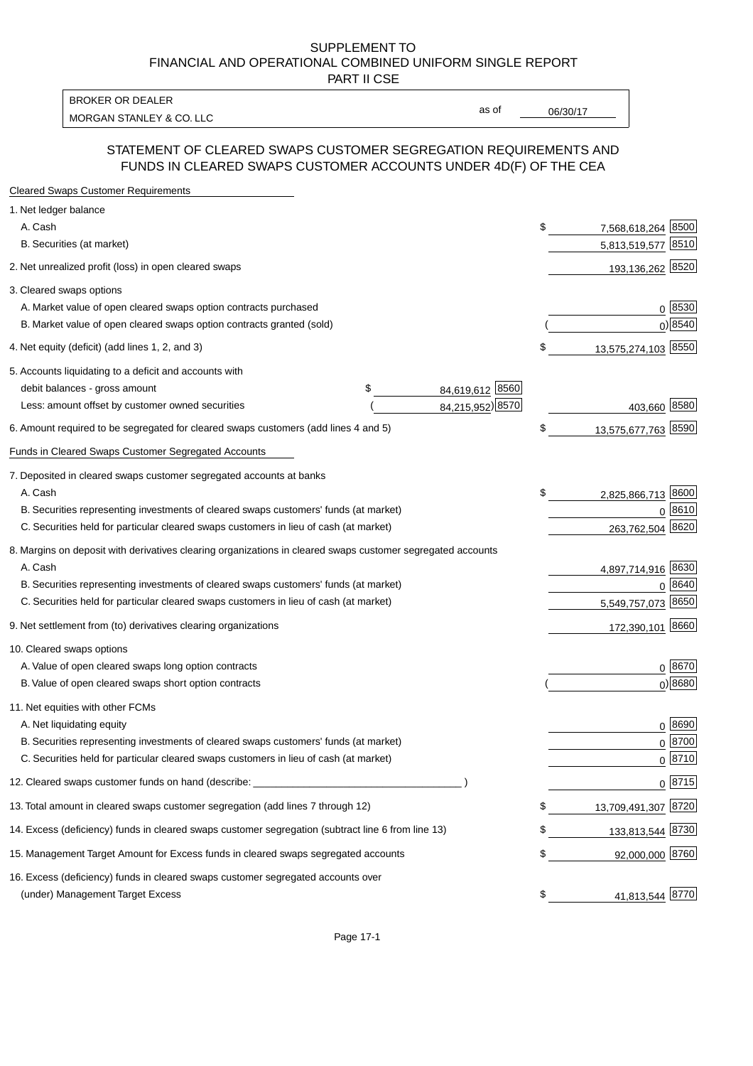SUPPLEMENT TO
FINANCIAL AND OPERATIONAL COMBINED UNIFORM SINGLE REPORT
PART II CSE

BROKER OR DEALER
MORGAN STANLEY & CO. LLC

as of 06/30/17

## STATEMENT OF CLEARED SWAPS CUSTOMER SEGREGATION REQUIREMENTS AND FUNDS IN CLEARED SWAPS CUSTOMER ACCOUNTS UNDER 4D(F) OF THE CEA

| | | | | |
|---|---|---|---|---|
| **Cleared Swaps Customer Requirements** | | | | |
| 1. Net ledger balance | | | | |
| A. Cash | | | $ 7,568,618,264 | 8500 |
| B. Securities (at market) | | | 5,813,519,577 | 8510 |
| 2. Net unrealized profit (loss) in open cleared swaps | | | 193,136,262 | 8520 |
| 3. Cleared swaps options | | | | |
| A. Market value of open cleared swaps option contracts purchased | | | 0 | 8530 |
| B. Market value of open cleared swaps option contracts granted (sold) | | | ( 0) | 8540 |
| 4. Net equity (deficit) (add lines 1, 2, and 3) | | | $ 13,575,274,103 | 8550 |
| 5. Accounts liquidating to a deficit and accounts with | | | | |
| debit balances - gross amount | $ 84,619,612 | 8560 | | |
| Less: amount offset by customer owned securities | ( 84,215,952) | 8570 | 403,660 | 8580 |
| 6. Amount required to be segregated for cleared swaps customers (add lines 4 and 5) | | | $ 13,575,677,763 | 8590 |
| **Funds in Cleared Swaps Customer Segregated Accounts** | | | | |
| 7. Deposited in cleared swaps customer segregated accounts at banks | | | | |
| A. Cash | | | $ 2,825,866,713 | 8600 |
| B. Securities representing investments of cleared swaps customers' funds (at market) | | | 0 | 8610 |
| C. Securities held for particular cleared swaps customers in lieu of cash (at market) | | | 263,762,504 | 8620 |
| 8. Margins on deposit with derivatives clearing organizations in cleared swaps customer segregated accounts | | | | |
| A. Cash | | | 4,897,714,916 | 8630 |
| B. Securities representing investments of cleared swaps customers' funds (at market) | | | 0 | 8640 |
| C. Securities held for particular cleared swaps customers in lieu of cash (at market) | | | 5,549,757,073 | 8650 |
| 9. Net settlement from (to) derivatives clearing organizations | | | 172,390,101 | 8660 |
| 10. Cleared swaps options | | | | |
| A. Value of open cleared swaps long option contracts | | | 0 | 8670 |
| B. Value of open cleared swaps short option contracts | | | ( 0) | 8680 |
| 11. Net equities with other FCMs | | | | |
| A. Net liquidating equity | | | 0 | 8690 |
| B. Securities representing investments of cleared swaps customers' funds (at market) | | | 0 | 8700 |
| C. Securities held for particular cleared swaps customers in lieu of cash (at market) | | | 0 | 8710 |
| 12. Cleared swaps customer funds on hand (describe: ____________ ) | | | 0 | 8715 |
| 13. Total amount in cleared swaps customer segregation (add lines 7 through 12) | | | $ 13,709,491,307 | 8720 |
| 14. Excess (deficiency) funds in cleared swaps customer segregation (subtract line 6 from line 13) | | | $ 133,813,544 | 8730 |
| 15. Management Target Amount for Excess funds in cleared swaps segregated accounts | | | $ 92,000,000 | 8760 |
| 16. Excess (deficiency) funds in cleared swaps customer segregated accounts over (under) Management Target Excess | | | $ 41,813,544 | 8770 |